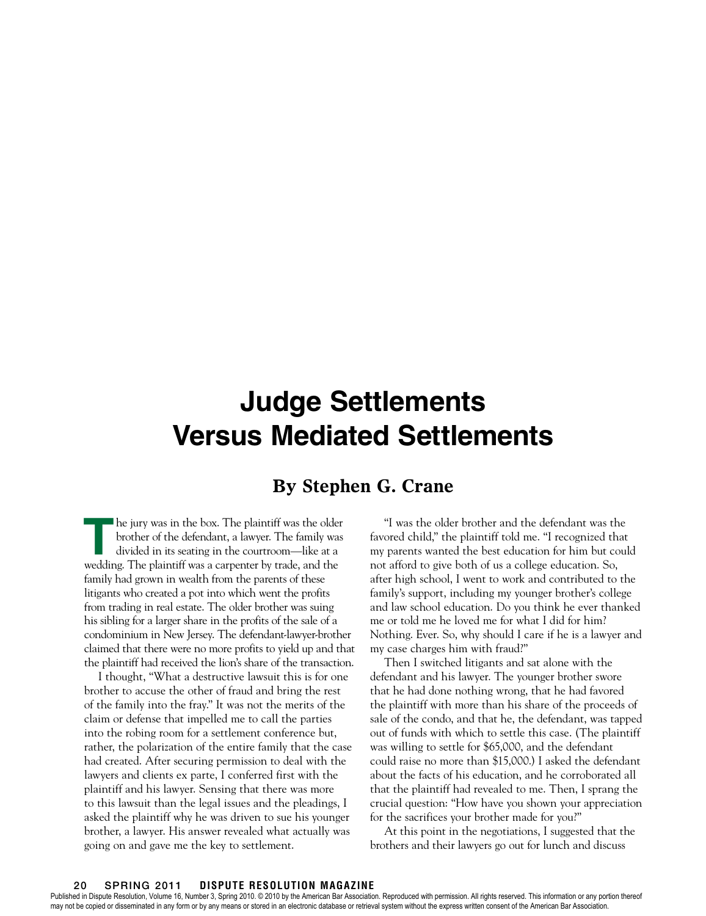# Judge Settlements Versus Mediated Settlements

**By Stephen G. Crane**

The jury was in the box. The plaintiff was the older brother of the defendant, a lawyer. The family was divided in its seating in the courtroom—like at a wedding. The plaintiff was a carpenter by trade, and the family had grown in wealth from the parents of these litigants who created a pot into which went the profits from trading in real estate. The older brother was suing his sibling for a larger share in the profits of the sale of a condominium in New Jersey. The defendant-lawyer-brother claimed that there were no more profits to yield up and that the plaintiff had received the lion's share of the transaction.

I thought, "What a destructive lawsuit this is for one brother to accuse the other of fraud and bring the rest of the family into the fray." It was not the merits of the claim or defense that impelled me to call the parties into the robing room for a settlement conference but, rather, the polarization of the entire family that the case had created. After securing permission to deal with the lawyers and clients ex parte, I conferred first with the plaintiff and his lawyer. Sensing that there was more to this lawsuit than the legal issues and the pleadings, I asked the plaintiff why he was driven to sue his younger brother, a lawyer. His answer revealed what actually was going on and gave me the key to settlement.

"I was the older brother and the defendant was the favored child," the plaintiff told me. "I recognized that my parents wanted the best education for him but could not afford to give both of us a college education. So, after high school, I went to work and contributed to the family's support, including my younger brother's college and law school education. Do you think he ever thanked me or told me he loved me for what I did for him? Nothing. Ever. So, why should I care if he is a lawyer and my case charges him with fraud?"

Then I switched litigants and sat alone with the defendant and his lawyer. The younger brother swore that he had done nothing wrong, that he had favored the plaintiff with more than his share of the proceeds of sale of the condo, and that he, the defendant, was tapped out of funds with which to settle this case. (The plaintiff was willing to settle for $65,000, and the defendant could raise no more than $15,000.) I asked the defendant about the facts of his education, and he corroborated all that the plaintiff had revealed to me. Then, I sprang the crucial question: "How have you shown your appreciation for the sacrifices your brother made for you?"

At this point in the negotiations, I suggested that the brothers and their lawyers go out for lunch and discuss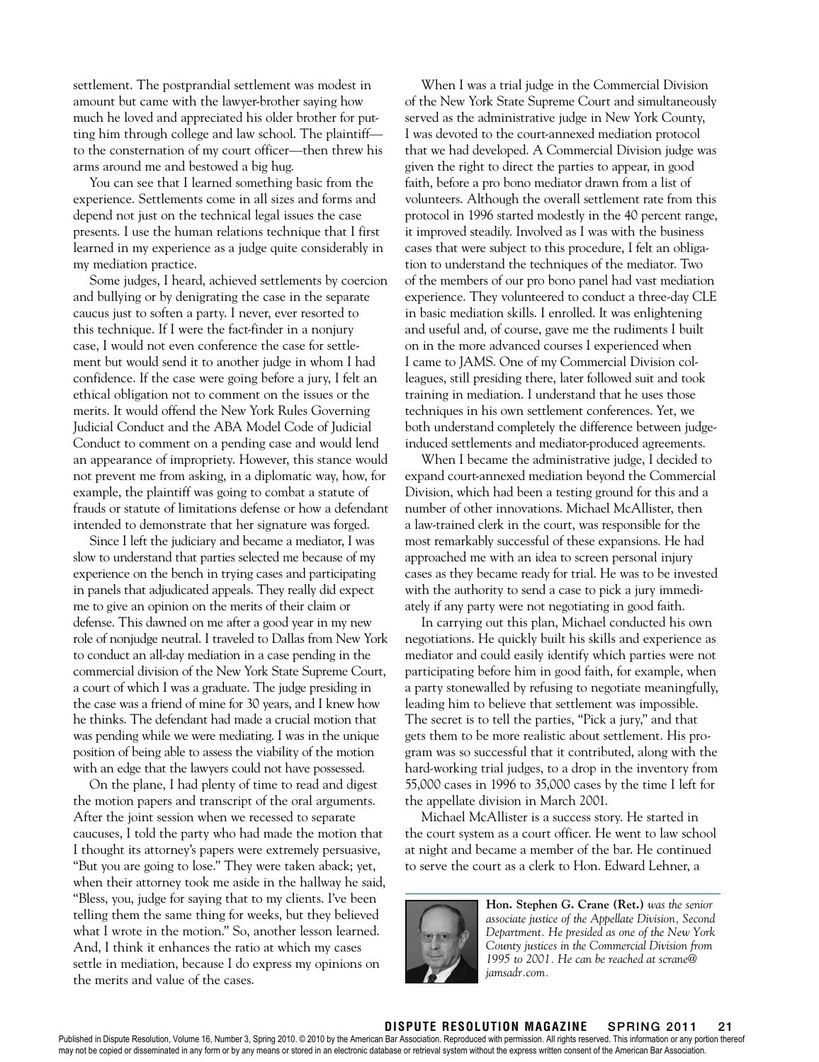settlement. The postprandial settlement was modest in amount but came with the lawyer-brother saying how much he loved and appreciated his older brother for putting him through college and law school. The plaintiff—to the consternation of my court officer—then threw his arms around me and bestowed a big hug.

You can see that I learned something basic from the experience. Settlements come in all sizes and forms and depend not just on the technical legal issues the case presents. I use the human relations technique that I first learned in my experience as a judge quite considerably in my mediation practice.

Some judges, I heard, achieved settlements by coercion and bullying or by denigrating the case in the separate caucus just to soften a party. I never, ever resorted to this technique. If I were the fact-finder in a nonjury case, I would not even conference the case for settlement but would send it to another judge in whom I had confidence. If the case were going before a jury, I felt an ethical obligation not to comment on the issues or the merits. It would offend the New York Rules Governing Judicial Conduct and the ABA Model Code of Judicial Conduct to comment on a pending case and would lend an appearance of impropriety. However, this stance would not prevent me from asking, in a diplomatic way, how, for example, the plaintiff was going to combat a statute of frauds or statute of limitations defense or how a defendant intended to demonstrate that her signature was forged.

Since I left the judiciary and became a mediator, I was slow to understand that parties selected me because of my experience on the bench in trying cases and participating in panels that adjudicated appeals. They really did expect me to give an opinion on the merits of their claim or defense. This dawned on me after a good year in my new role of nonjudge neutral. I traveled to Dallas from New York to conduct an all-day mediation in a case pending in the commercial division of the New York State Supreme Court, a court of which I was a graduate. The judge presiding in the case was a friend of mine for 30 years, and I knew how he thinks. The defendant had made a crucial motion that was pending while we were mediating. I was in the unique position of being able to assess the viability of the motion with an edge that the lawyers could not have possessed.

On the plane, I had plenty of time to read and digest the motion papers and transcript of the oral arguments. After the joint session when we recessed to separate caucuses, I told the party who had made the motion that I thought its attorney's papers were extremely persuasive, "But you are going to lose." They were taken aback; yet, when their attorney took me aside in the hallway he said, "Bless, you, judge for saying that to my clients. I've been telling them the same thing for weeks, but they believed what I wrote in the motion." So, another lesson learned. And, I think it enhances the ratio at which my cases settle in mediation, because I do express my opinions on the merits and value of the cases.

When I was a trial judge in the Commercial Division of the New York State Supreme Court and simultaneously served as the administrative judge in New York County, I was devoted to the court-annexed mediation protocol that we had developed. A Commercial Division judge was given the right to direct the parties to appear, in good faith, before a pro bono mediator drawn from a list of volunteers. Although the overall settlement rate from this protocol in 1996 started modestly in the 40 percent range, it improved steadily. Involved as I was with the business cases that were subject to this procedure, I felt an obligation to understand the techniques of the mediator. Two of the members of our pro bono panel had vast mediation experience. They volunteered to conduct a three-day CLE in basic mediation skills. I enrolled. It was enlightening and useful and, of course, gave me the rudiments I built on in the more advanced courses I experienced when I came to JAMS. One of my Commercial Division colleagues, still presiding there, later followed suit and took training in mediation. I understand that he uses those techniques in his own settlement conferences. Yet, we both understand completely the difference between judge-induced settlements and mediator-produced agreements.

When I became the administrative judge, I decided to expand court-annexed mediation beyond the Commercial Division, which had been a testing ground for this and a number of other innovations. Michael McAllister, then a law-trained clerk in the court, was responsible for the most remarkably successful of these expansions. He had approached me with an idea to screen personal injury cases as they became ready for trial. He was to be invested with the authority to send a case to pick a jury immediately if any party were not negotiating in good faith.

In carrying out this plan, Michael conducted his own negotiations. He quickly built his skills and experience as mediator and could easily identify which parties were not participating before him in good faith, for example, when a party stonewalled by refusing to negotiate meaningfully, leading him to believe that settlement was impossible. The secret is to tell the parties, "Pick a jury," and that gets them to be more realistic about settlement. His program was so successful that it contributed, along with the hard-working trial judges, to a drop in the inventory from 55,000 cases in 1996 to 35,000 cases by the time I left for the appellate division in March 2001.

Michael McAllister is a success story. He started in the court system as a court officer. He went to law school at night and became a member of the bar. He continued to serve the court as a clerk to Hon. Edward Lehner, a

**Hon. Stephen G. Crane (Ret.)** *was the senior associate justice of the Appellate Division, Second Department. He presided as one of the New York County justices in the Commercial Division from 1995 to 2001. He can be reached at scrane@jamsadr.com.*

Published in Dispute Resolution, Volume 16, Number 3, Spring 2010. © 2010 by the American Bar Association. Reproduced with permission. All rights reserved. This information or any portion thereof may not be copied or disseminated in any form or by any means or stored in an electronic database or retrieval system without the express written consent of the American Bar Association.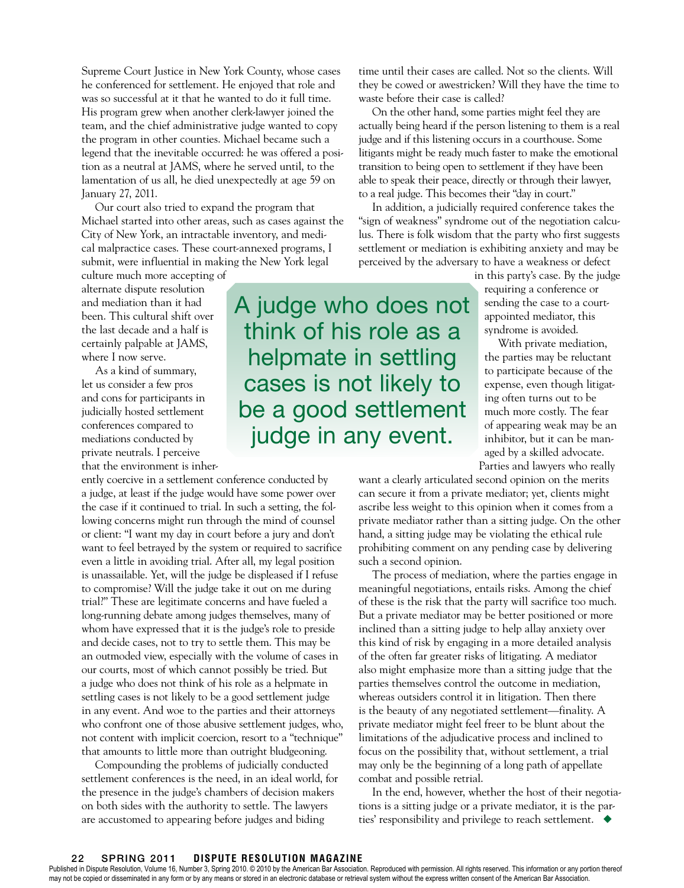Supreme Court Justice in New York County, whose cases he conferenced for settlement. He enjoyed that role and was so successful at it that he wanted to do it full time. His program grew when another clerk-lawyer joined the team, and the chief administrative judge wanted to copy the program in other counties. Michael became such a legend that the inevitable occurred: he was offered a position as a neutral at JAMS, where he served until, to the lamentation of us all, he died unexpectedly at age 59 on January 27, 2011.

Our court also tried to expand the program that Michael started into other areas, such as cases against the City of New York, an intractable inventory, and medical malpractice cases. These court-annexed programs, I submit, were influential in making the New York legal culture much more accepting of alternate dispute resolution and mediation than it had been. This cultural shift over the last decade and a half is certainly palpable at JAMS, where I now serve.

As a kind of summary, let us consider a few pros and cons for participants in judicially hosted settlement conferences compared to mediations conducted by private neutrals. I perceive that the environment is inherently coercive in a settlement conference conducted by a judge, at least if the judge would have some power over the case if it continued to trial. In such a setting, the following concerns might run through the mind of counsel or client: "I want my day in court before a jury and don't want to feel betrayed by the system or required to sacrifice even a little in avoiding trial. After all, my legal position is unassailable. Yet, will the judge be displeased if I refuse to compromise? Will the judge take it out on me during trial?" These are legitimate concerns and have fueled a long-running debate among judges themselves, many of whom have expressed that it is the judge's role to preside and decide cases, not to try to settle them. This may be an outmoded view, especially with the volume of cases in our courts, most of which cannot possibly be tried. But a judge who does not think of his role as a helpmate in settling cases is not likely to be a good settlement judge in any event. And woe to the parties and their attorneys who confront one of those abusive settlement judges, who, not content with implicit coercion, resort to a "technique" that amounts to little more than outright bludgeoning.

Compounding the problems of judicially conducted settlement conferences is the need, in an ideal world, for the presence in the judge's chambers of decision makers on both sides with the authority to settle. The lawyers are accustomed to appearing before judges and biding time until their cases are called. Not so the clients. Will they be cowed or awestricken? Will they have the time to waste before their case is called?

On the other hand, some parties might feel they are actually being heard if the person listening to them is a real judge and if this listening occurs in a courthouse. Some litigants might be ready much faster to make the emotional transition to being open to settlement if they have been able to speak their peace, directly or through their lawyer, to a real judge. This becomes their "day in court."

In addition, a judicially required conference takes the "sign of weakness" syndrome out of the negotiation calculus. There is folk wisdom that the party who first suggests settlement or mediation is exhibiting anxiety and may be perceived by the adversary to have a weakness or defect in this party's case. By the judge requiring a conference or sending the case to a court-appointed mediator, this syndrome is avoided.

With private mediation, the parties may be reluctant to participate because of the expense, even though litigating often turns out to be much more costly. The fear of appearing weak may be an inhibitor, but it can be managed by a skilled advocate. Parties and lawyers who really want a clearly articulated second opinion on the merits can secure it from a private mediator; yet, clients might ascribe less weight to this opinion when it comes from a private mediator rather than a sitting judge. On the other hand, a sitting judge may be violating the ethical rule prohibiting comment on any pending case by delivering such a second opinion.

The process of mediation, where the parties engage in meaningful negotiations, entails risks. Among the chief of these is the risk that the party will sacrifice too much. But a private mediator may be better positioned or more inclined than a sitting judge to help allay anxiety over this kind of risk by engaging in a more detailed analysis of the often far greater risks of litigating. A mediator also might emphasize more than a sitting judge that the parties themselves control the outcome in mediation, whereas outsiders control it in litigation. Then there is the beauty of any negotiated settlement—finality. A private mediator might feel freer to be blunt about the limitations of the adjudicative process and inclined to focus on the possibility that, without settlement, a trial may only be the beginning of a long path of appellate combat and possible retrial.

In the end, however, whether the host of their negotiations is a sitting judge or a private mediator, it is the parties' responsibility and privilege to reach settlement. ◆

Published in Dispute Resolution, Volume 16, Number 3, Spring 2010. © 2010 by the American Bar Association. Reproduced with permission. All rights reserved. This information or any portion thereof may not be copied or disseminated in any form or by any means or stored in an electronic database or retrieval system without the express written consent of the American Bar Association.